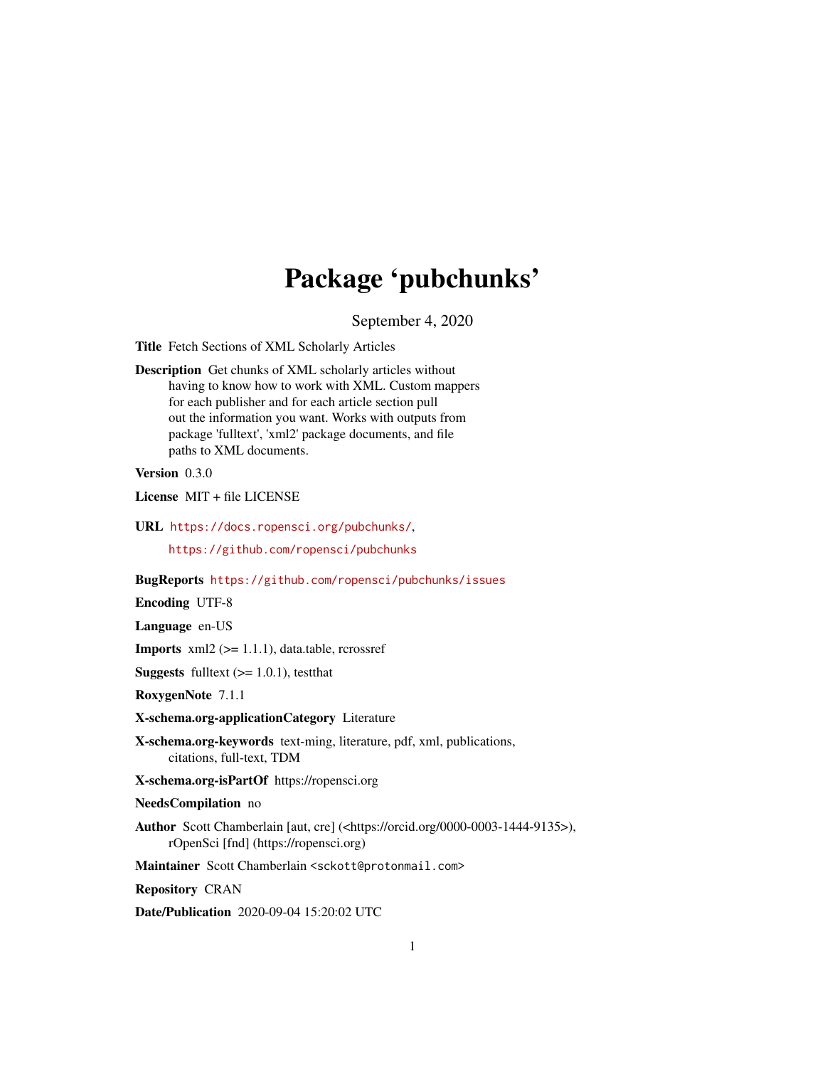# Package 'pubchunks'

September 4, 2020

**Title** Fetch Sections of XML Scholarly Articles

**Description** Get chunks of XML scholarly articles without having to know how to work with XML. Custom mappers for each publisher and for each article section pull out the information you want. Works with outputs from package 'fulltext', 'xml2' package documents, and file paths to XML documents.

**Version** 0.3.0

**License** MIT + file LICENSE

**URL** https://docs.ropensci.org/pubchunks/, https://github.com/ropensci/pubchunks

**BugReports** https://github.com/ropensci/pubchunks/issues

**Encoding** UTF-8

**Language** en-US

**Imports** xml2 (>= 1.1.1), data.table, rcrossref

**Suggests** fulltext (>= 1.0.1), testthat

**RoxygenNote** 7.1.1

**X-schema.org-applicationCategory** Literature

**X-schema.org-keywords** text-ming, literature, pdf, xml, publications, citations, full-text, TDM

**X-schema.org-isPartOf** https://ropensci.org

**NeedsCompilation** no

**Author** Scott Chamberlain [aut, cre] (<https://orcid.org/0000-0003-1444-9135>), rOpenSci [fnd] (https://ropensci.org)

**Maintainer** Scott Chamberlain <sckott@protonmail.com>

**Repository** CRAN

**Date/Publication** 2020-09-04 15:20:02 UTC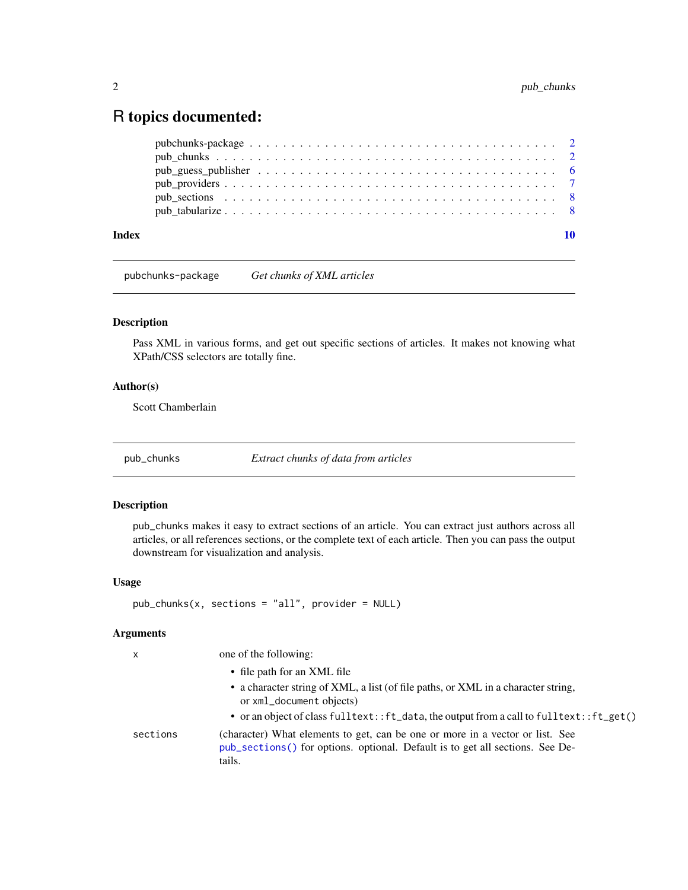# R topics documented:

| | |
|---|---|
| pubchunks-package | 2 |
| pub_chunks | 2 |
| pub_guess_publisher | 6 |
| pub_providers | 7 |
| pub_sections | 8 |
| pub_tabularize | 8 |
| **Index** | **10** |

---

## pubchunks-package — *Get chunks of XML articles*

### Description

Pass XML in various forms, and get out specific sections of articles. It makes not knowing what XPath/CSS selectors are totally fine.

### Author(s)

Scott Chamberlain

---

## pub_chunks — *Extract chunks of data from articles*

### Description

pub_chunks makes it easy to extract sections of an article. You can extract just authors across all articles, or all references sections, or the complete text of each article. Then you can pass the output downstream for visualization and analysis.

### Usage

```
pub_chunks(x, sections = "all", provider = NULL)
```

### Arguments

`x` — one of the following:

- file path for an XML file
- a character string of XML, a list (of file paths, or XML in a character string, or `xml_document` objects)
- or an object of class `fulltext::ft_data`, the output from a call to `fulltext::ft_get()`

`sections` — (character) What elements to get, can be one or more in a vector or list. See `pub_sections()` for options. optional. Default is to get all sections. See Details.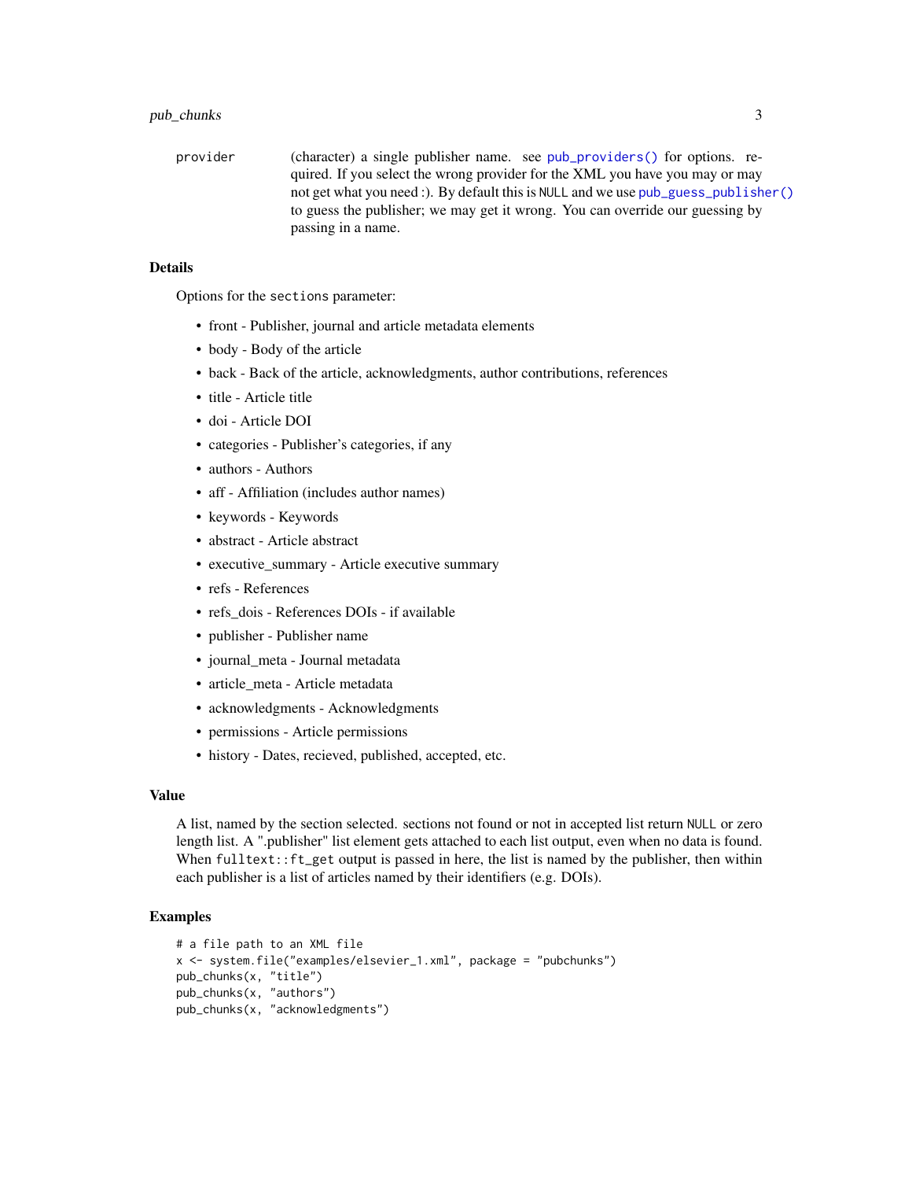provider (character) a single publisher name. see `pub_providers()` for options. required. If you select the wrong provider for the XML you have you may or may not get what you need :). By default this is `NULL` and we use `pub_guess_publisher()` to guess the publisher; we may get it wrong. You can override our guessing by passing in a name.

## Details

Options for the `sections` parameter:

- front - Publisher, journal and article metadata elements
- body - Body of the article
- back - Back of the article, acknowledgments, author contributions, references
- title - Article title
- doi - Article DOI
- categories - Publisher's categories, if any
- authors - Authors
- aff - Affiliation (includes author names)
- keywords - Keywords
- abstract - Article abstract
- executive_summary - Article executive summary
- refs - References
- refs_dois - References DOIs - if available
- publisher - Publisher name
- journal_meta - Journal metadata
- article_meta - Article metadata
- acknowledgments - Acknowledgments
- permissions - Article permissions
- history - Dates, recieved, published, accepted, etc.

## Value

A list, named by the section selected. sections not found or not in accepted list return `NULL` or zero length list. A ".publisher" list element gets attached to each list output, even when no data is found. When `fulltext::ft_get` output is passed in here, the list is named by the publisher, then within each publisher is a list of articles named by their identifiers (e.g. DOIs).

## Examples

```
# a file path to an XML file
x <- system.file("examples/elsevier_1.xml", package = "pubchunks")
pub_chunks(x, "title")
pub_chunks(x, "authors")
pub_chunks(x, "acknowledgments")
```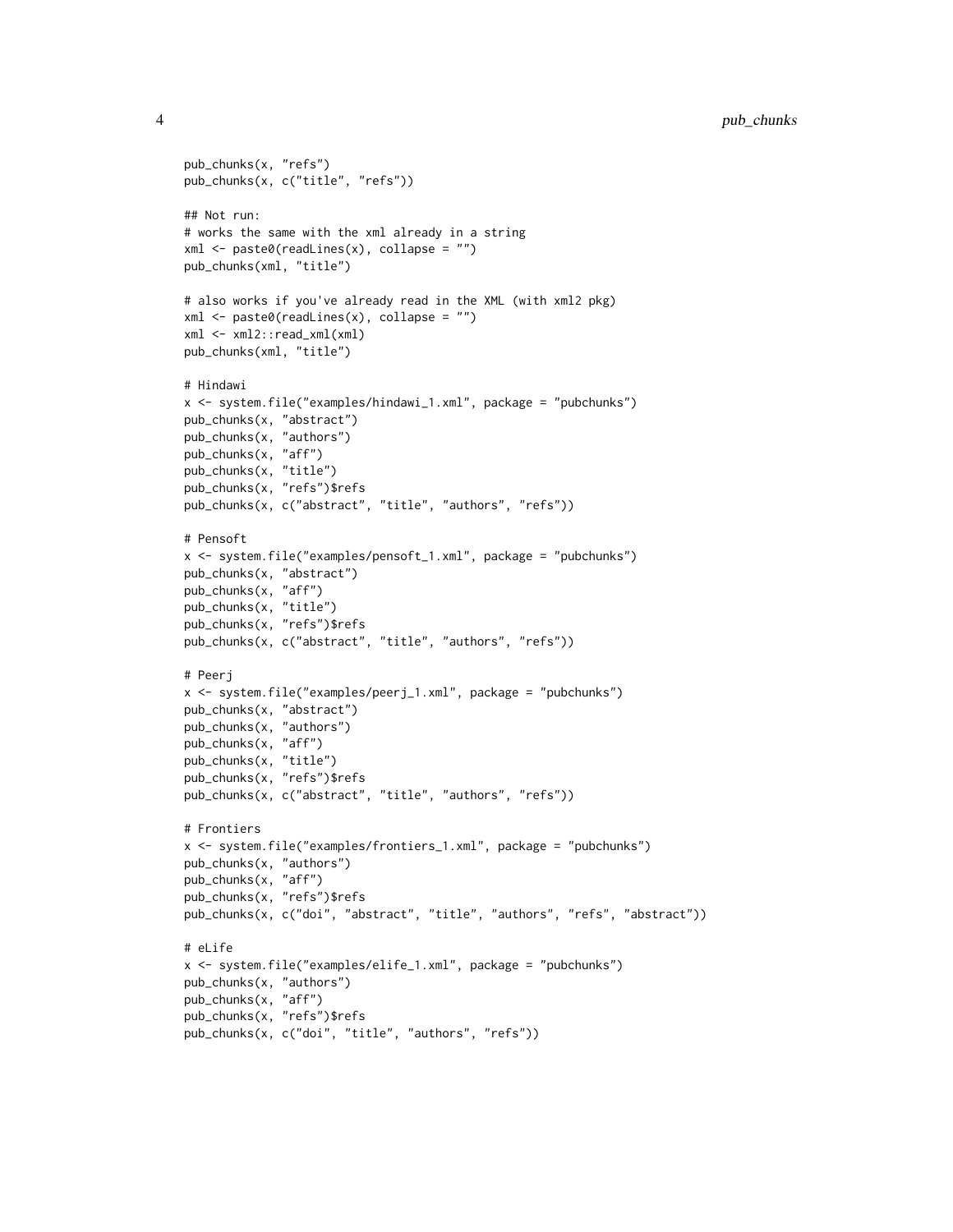```
pub_chunks(x, "refs")
pub_chunks(x, c("title", "refs"))

## Not run:
# works the same with the xml already in a string
xml <- paste0(readLines(x), collapse = "")
pub_chunks(xml, "title")

# also works if you've already read in the XML (with xml2 pkg)
xml <- paste0(readLines(x), collapse = "")
xml <- xml2::read_xml(xml)
pub_chunks(xml, "title")

# Hindawi
x <- system.file("examples/hindawi_1.xml", package = "pubchunks")
pub_chunks(x, "abstract")
pub_chunks(x, "authors")
pub_chunks(x, "aff")
pub_chunks(x, "title")
pub_chunks(x, "refs")$refs
pub_chunks(x, c("abstract", "title", "authors", "refs"))

# Pensoft
x <- system.file("examples/pensoft_1.xml", package = "pubchunks")
pub_chunks(x, "abstract")
pub_chunks(x, "aff")
pub_chunks(x, "title")
pub_chunks(x, "refs")$refs
pub_chunks(x, c("abstract", "title", "authors", "refs"))

# Peerj
x <- system.file("examples/peerj_1.xml", package = "pubchunks")
pub_chunks(x, "abstract")
pub_chunks(x, "authors")
pub_chunks(x, "aff")
pub_chunks(x, "title")
pub_chunks(x, "refs")$refs
pub_chunks(x, c("abstract", "title", "authors", "refs"))

# Frontiers
x <- system.file("examples/frontiers_1.xml", package = "pubchunks")
pub_chunks(x, "authors")
pub_chunks(x, "aff")
pub_chunks(x, "refs")$refs
pub_chunks(x, c("doi", "abstract", "title", "authors", "refs", "abstract"))

# eLife
x <- system.file("examples/elife_1.xml", package = "pubchunks")
pub_chunks(x, "authors")
pub_chunks(x, "aff")
pub_chunks(x, "refs")$refs
pub_chunks(x, c("doi", "title", "authors", "refs"))
```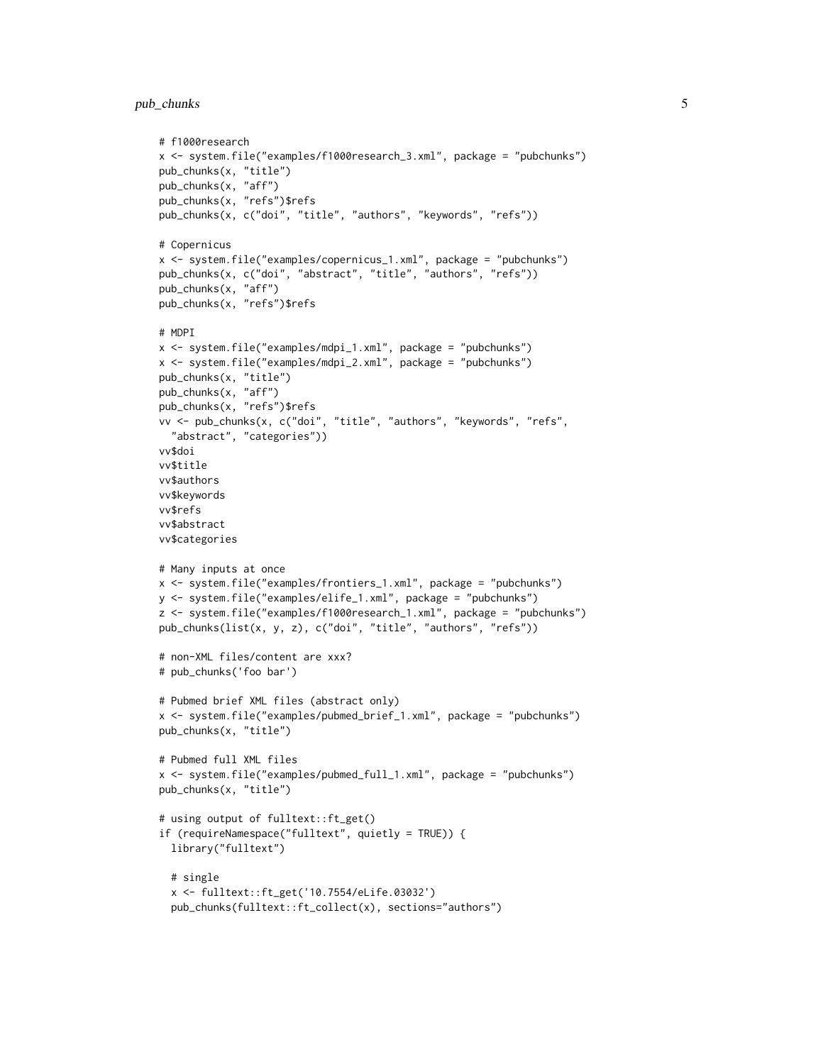```
# f1000research
x <- system.file("examples/f1000research_3.xml", package = "pubchunks")
pub_chunks(x, "title")
pub_chunks(x, "aff")
pub_chunks(x, "refs")$refs
pub_chunks(x, c("doi", "title", "authors", "keywords", "refs"))

# Copernicus
x <- system.file("examples/copernicus_1.xml", package = "pubchunks")
pub_chunks(x, c("doi", "abstract", "title", "authors", "refs"))
pub_chunks(x, "aff")
pub_chunks(x, "refs")$refs

# MDPI
x <- system.file("examples/mdpi_1.xml", package = "pubchunks")
x <- system.file("examples/mdpi_2.xml", package = "pubchunks")
pub_chunks(x, "title")
pub_chunks(x, "aff")
pub_chunks(x, "refs")$refs
vv <- pub_chunks(x, c("doi", "title", "authors", "keywords", "refs",
  "abstract", "categories"))
vv$doi
vv$title
vv$authors
vv$keywords
vv$refs
vv$abstract
vv$categories

# Many inputs at once
x <- system.file("examples/frontiers_1.xml", package = "pubchunks")
y <- system.file("examples/elife_1.xml", package = "pubchunks")
z <- system.file("examples/f1000research_1.xml", package = "pubchunks")
pub_chunks(list(x, y, z), c("doi", "title", "authors", "refs"))

# non-XML files/content are xxx?
# pub_chunks('foo bar')

# Pubmed brief XML files (abstract only)
x <- system.file("examples/pubmed_brief_1.xml", package = "pubchunks")
pub_chunks(x, "title")

# Pubmed full XML files
x <- system.file("examples/pubmed_full_1.xml", package = "pubchunks")
pub_chunks(x, "title")

# using output of fulltext::ft_get()
if (requireNamespace("fulltext", quietly = TRUE)) {
  library("fulltext")

  # single
  x <- fulltext::ft_get('10.7554/eLife.03032')
  pub_chunks(fulltext::ft_collect(x), sections="authors")
```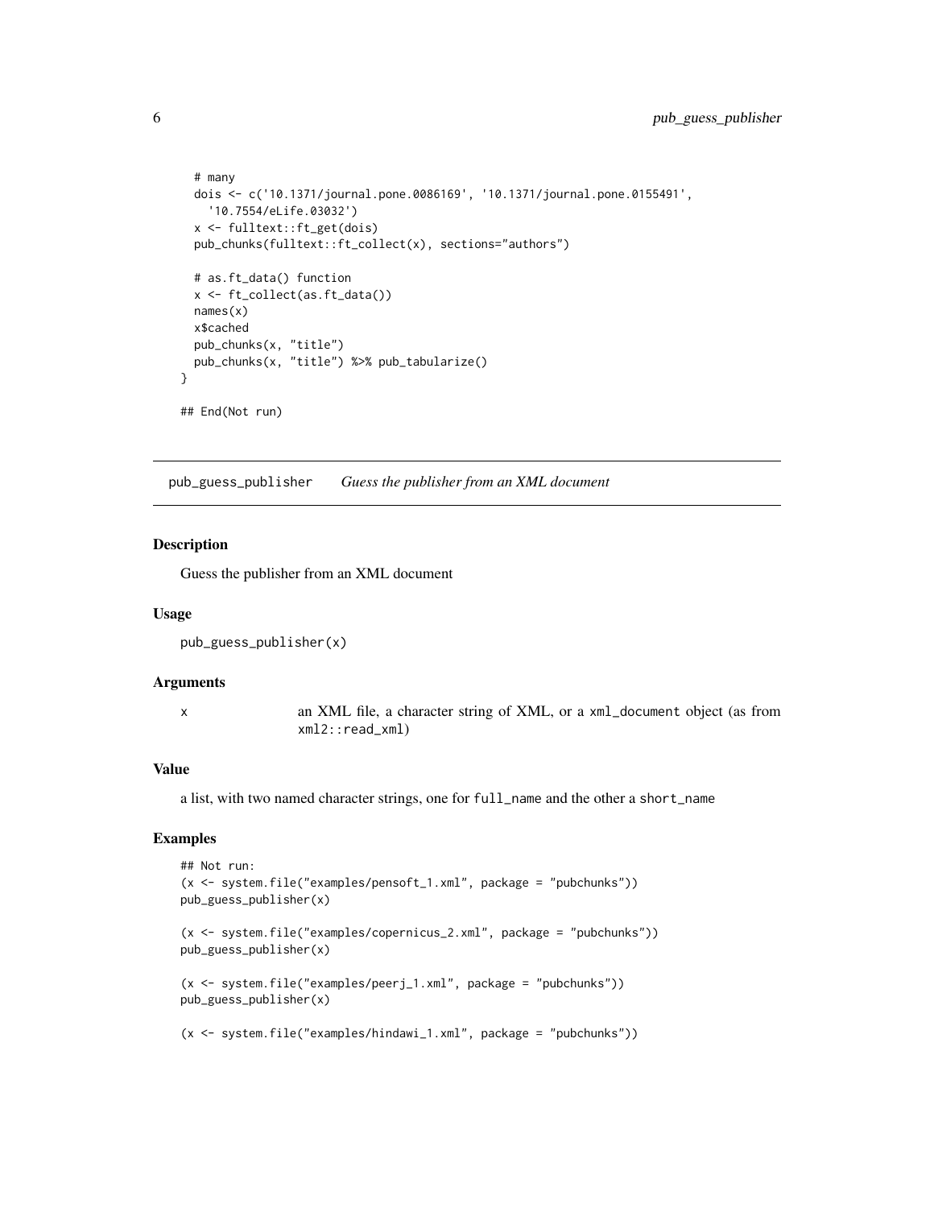```
  # many
  dois <- c('10.1371/journal.pone.0086169', '10.1371/journal.pone.0155491',
    '10.7554/eLife.03032')
  x <- fulltext::ft_get(dois)
  pub_chunks(fulltext::ft_collect(x), sections="authors")

  # as.ft_data() function
  x <- ft_collect(as.ft_data())
  names(x)
  x$cached
  pub_chunks(x, "title")
  pub_chunks(x, "title") %>% pub_tabularize()
}

## End(Not run)
```

## pub_guess_publisher &nbsp;&nbsp;&nbsp; *Guess the publisher from an XML document*

### Description

Guess the publisher from an XML document

### Usage

```
pub_guess_publisher(x)
```

### Arguments

| | |
|---|---|
| x | an XML file, a character string of XML, or a `xml_document` object (as from `xml2::read_xml`) |

### Value

a list, with two named character strings, one for `full_name` and the other a `short_name`

### Examples

```
## Not run:
(x <- system.file("examples/pensoft_1.xml", package = "pubchunks"))
pub_guess_publisher(x)

(x <- system.file("examples/copernicus_2.xml", package = "pubchunks"))
pub_guess_publisher(x)

(x <- system.file("examples/peerj_1.xml", package = "pubchunks"))
pub_guess_publisher(x)

(x <- system.file("examples/hindawi_1.xml", package = "pubchunks"))
```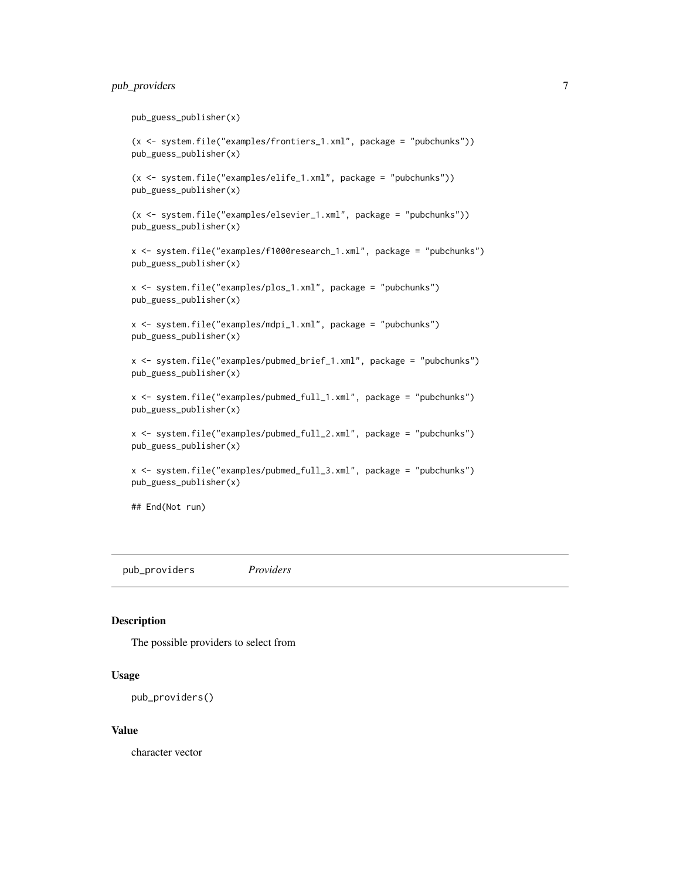```
pub_guess_publisher(x)

(x <- system.file("examples/frontiers_1.xml", package = "pubchunks"))
pub_guess_publisher(x)

(x <- system.file("examples/elife_1.xml", package = "pubchunks"))
pub_guess_publisher(x)

(x <- system.file("examples/elsevier_1.xml", package = "pubchunks"))
pub_guess_publisher(x)

x <- system.file("examples/f1000research_1.xml", package = "pubchunks")
pub_guess_publisher(x)

x <- system.file("examples/plos_1.xml", package = "pubchunks")
pub_guess_publisher(x)

x <- system.file("examples/mdpi_1.xml", package = "pubchunks")
pub_guess_publisher(x)

x <- system.file("examples/pubmed_brief_1.xml", package = "pubchunks")
pub_guess_publisher(x)

x <- system.file("examples/pubmed_full_1.xml", package = "pubchunks")
pub_guess_publisher(x)

x <- system.file("examples/pubmed_full_2.xml", package = "pubchunks")
pub_guess_publisher(x)

x <- system.file("examples/pubmed_full_3.xml", package = "pubchunks")
pub_guess_publisher(x)

## End(Not run)
```

---

## pub_providers *Providers*

---

### Description

The possible providers to select from

### Usage

```
pub_providers()
```

### Value

character vector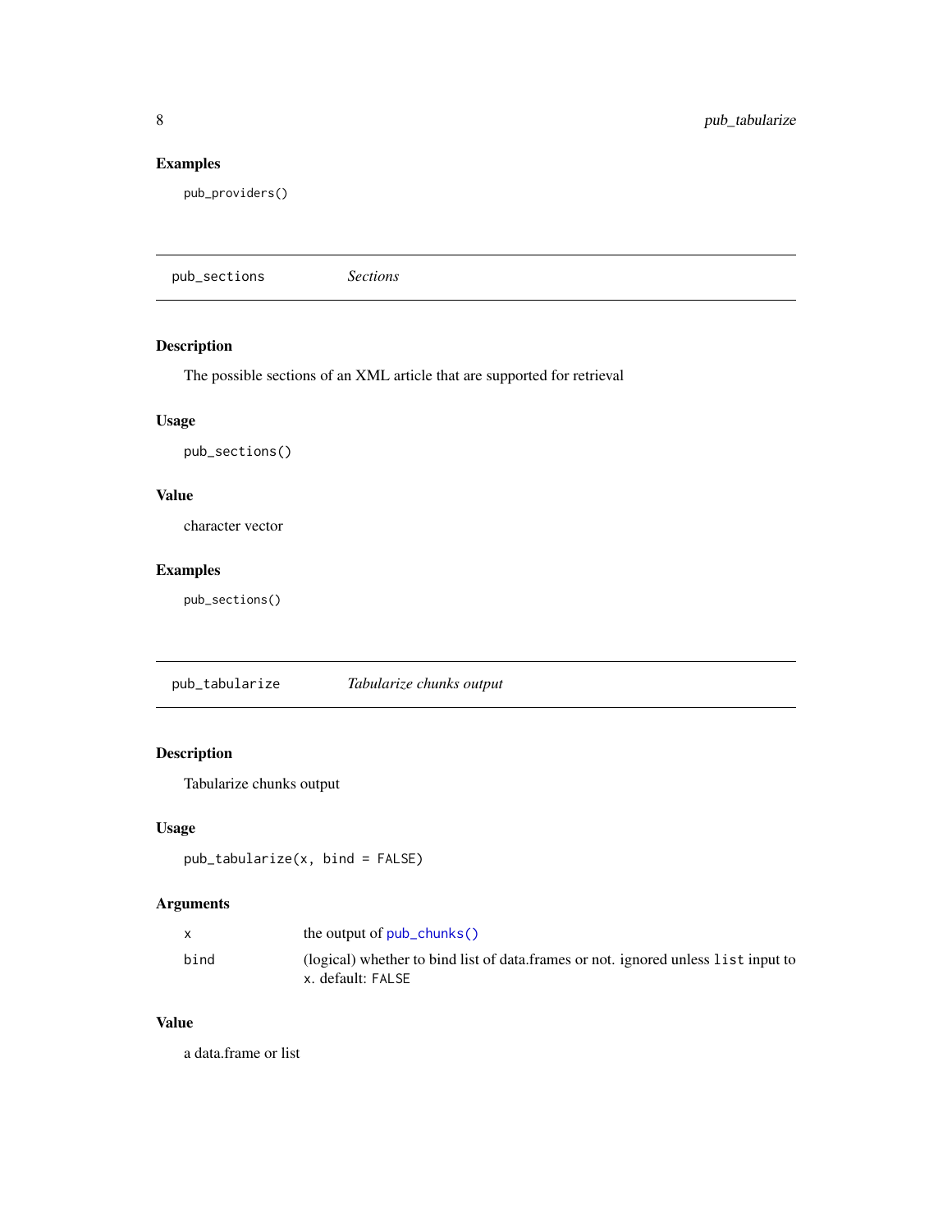### Examples

```
pub_providers()
```

---

## pub_sections — *Sections*

### Description

The possible sections of an XML article that are supported for retrieval

### Usage

```
pub_sections()
```

### Value

character vector

### Examples

```
pub_sections()
```

---

## pub_tabularize — *Tabularize chunks output*

### Description

Tabularize chunks output

### Usage

```
pub_tabularize(x, bind = FALSE)
```

### Arguments

| | |
|---|---|
| `x` | the output of `pub_chunks()` |
| `bind` | (logical) whether to bind list of data.frames or not. ignored unless `list` input to `x`. default: `FALSE` |

### Value

a data.frame or list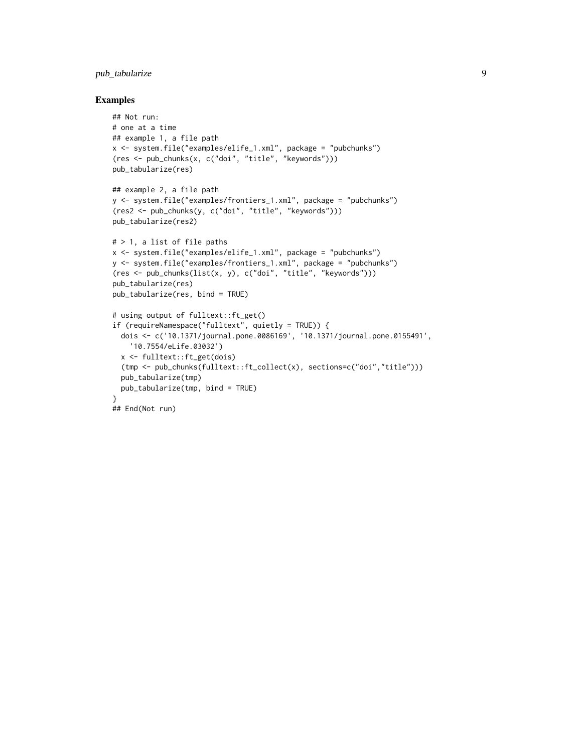### Examples

```
## Not run:
# one at a time
## example 1, a file path
x <- system.file("examples/elife_1.xml", package = "pubchunks")
(res <- pub_chunks(x, c("doi", "title", "keywords")))
pub_tabularize(res)

## example 2, a file path
y <- system.file("examples/frontiers_1.xml", package = "pubchunks")
(res2 <- pub_chunks(y, c("doi", "title", "keywords")))
pub_tabularize(res2)

# > 1, a list of file paths
x <- system.file("examples/elife_1.xml", package = "pubchunks")
y <- system.file("examples/frontiers_1.xml", package = "pubchunks")
(res <- pub_chunks(list(x, y), c("doi", "title", "keywords")))
pub_tabularize(res)
pub_tabularize(res, bind = TRUE)

# using output of fulltext::ft_get()
if (requireNamespace("fulltext", quietly = TRUE)) {
  dois <- c('10.1371/journal.pone.0086169', '10.1371/journal.pone.0155491',
    '10.7554/eLife.03032')
  x <- fulltext::ft_get(dois)
  (tmp <- pub_chunks(fulltext::ft_collect(x), sections=c("doi","title")))
  pub_tabularize(tmp)
  pub_tabularize(tmp, bind = TRUE)
}
## End(Not run)
```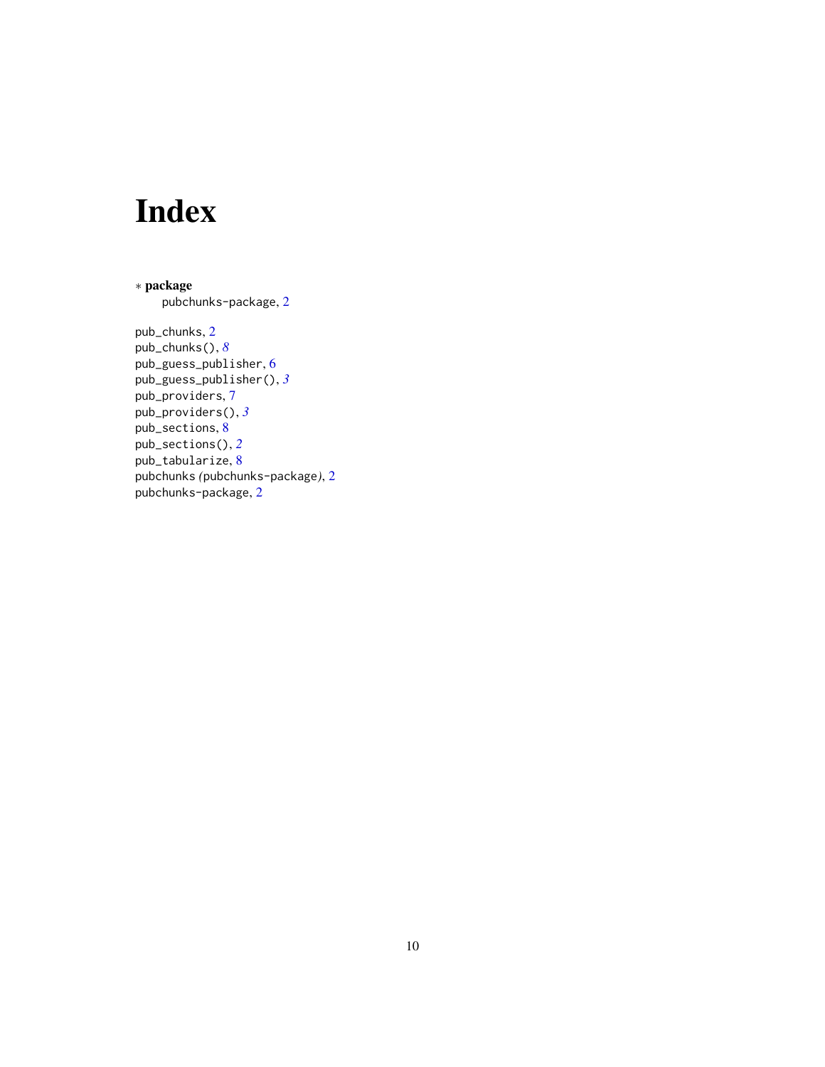# Index

∗ **package**
    pubchunks-package, 2

pub_chunks, 2
pub_chunks(), *8*
pub_guess_publisher, 6
pub_guess_publisher(), *3*
pub_providers, 7
pub_providers(), *3*
pub_sections, 8
pub_sections(), *2*
pub_tabularize, 8
pubchunks *(*pubchunks-package*)*, 2
pubchunks-package, 2